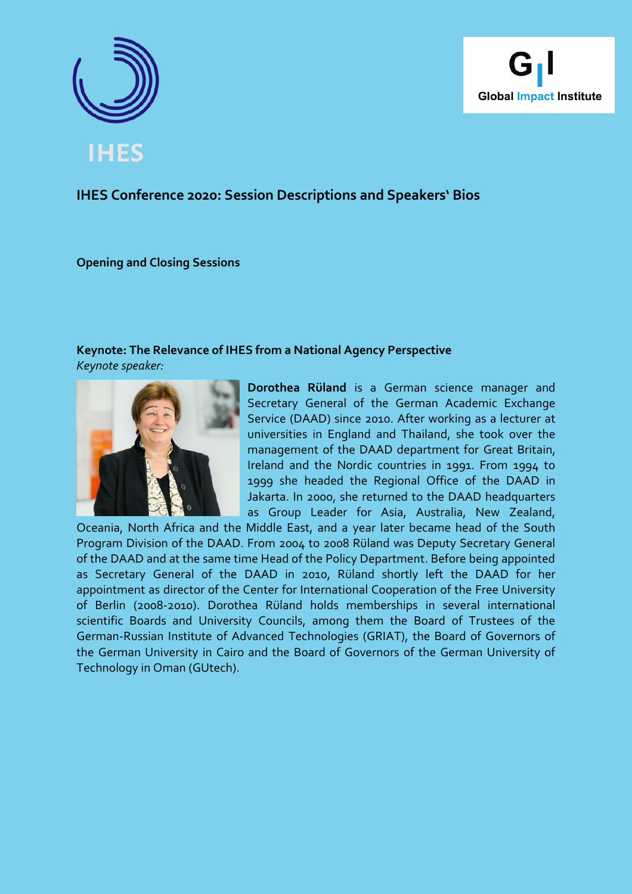# IHES Conference 2020: Session Descriptions and Speakers' Bios

## Opening and Closing Sessions

### Keynote: The Relevance of IHES from a National Agency Perspective

*Keynote speaker:*

**Dorothea Rüland** is a German science manager and Secretary General of the German Academic Exchange Service (DAAD) since 2010. After working as a lecturer at universities in England and Thailand, she took over the management of the DAAD department for Great Britain, Ireland and the Nordic countries in 1991. From 1994 to 1999 she headed the Regional Office of the DAAD in Jakarta. In 2000, she returned to the DAAD headquarters as Group Leader for Asia, Australia, New Zealand, Oceania, North Africa and the Middle East, and a year later became head of the South Program Division of the DAAD. From 2004 to 2008 Rüland was Deputy Secretary General of the DAAD and at the same time Head of the Policy Department. Before being appointed as Secretary General of the DAAD in 2010, Rüland shortly left the DAAD for her appointment as director of the Center for International Cooperation of the Free University of Berlin (2008-2010). Dorothea Rüland holds memberships in several international scientific Boards and University Councils, among them the Board of Trustees of the German-Russian Institute of Advanced Technologies (GRIAT), the Board of Governors of the German University in Cairo and the Board of Governors of the German University of Technology in Oman (GUtech).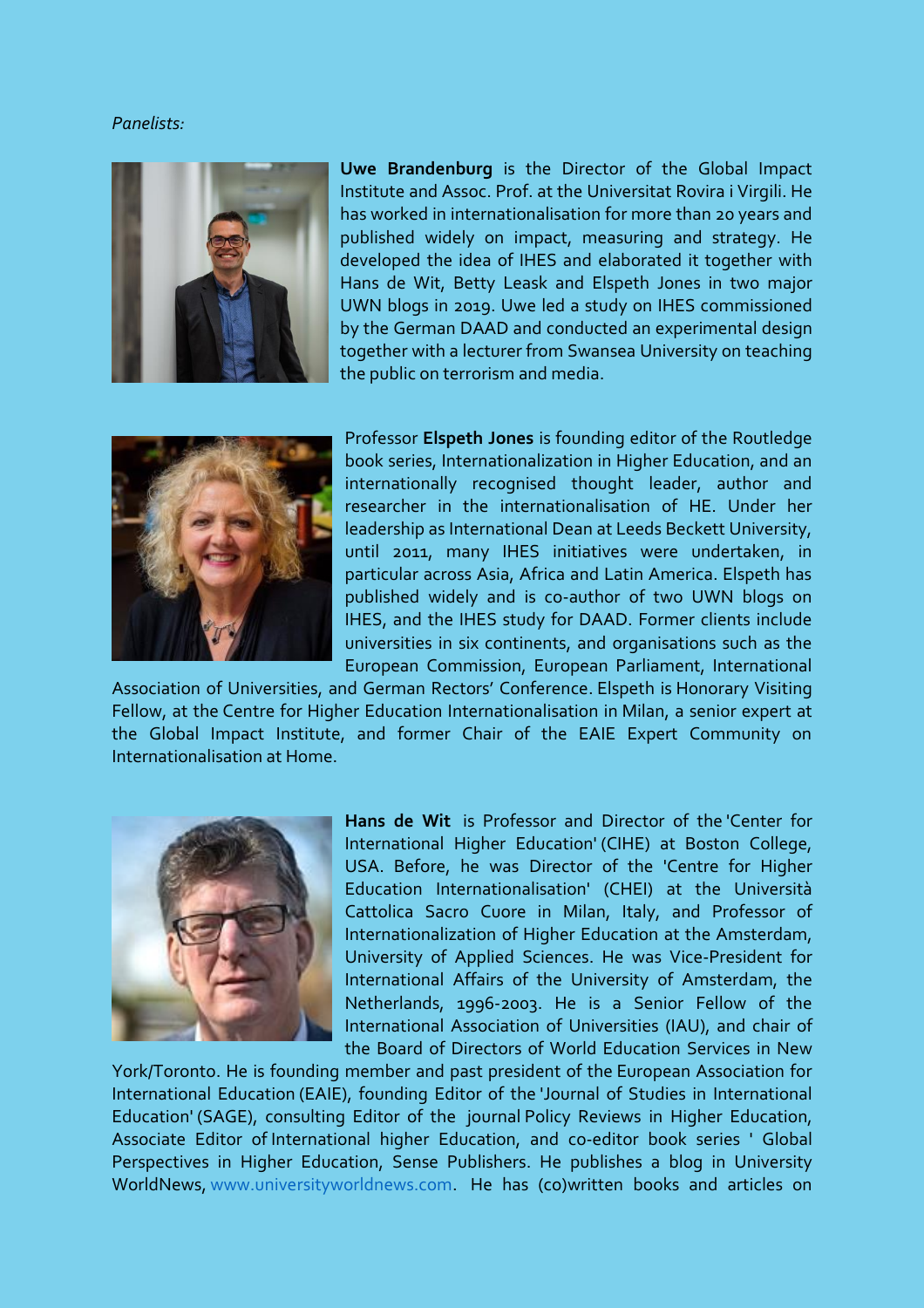*Panelists:*

**Uwe Brandenburg** is the Director of the Global Impact Institute and Assoc. Prof. at the Universitat Rovira i Virgili. He has worked in internationalisation for more than 20 years and published widely on impact, measuring and strategy. He developed the idea of IHES and elaborated it together with Hans de Wit, Betty Leask and Elspeth Jones in two major UWN blogs in 2019. Uwe led a study on IHES commissioned by the German DAAD and conducted an experimental design together with a lecturer from Swansea University on teaching the public on terrorism and media.

Professor **Elspeth Jones** is founding editor of the Routledge book series, Internationalization in Higher Education, and an internationally recognised thought leader, author and researcher in the internationalisation of HE. Under her leadership as International Dean at Leeds Beckett University, until 2011, many IHES initiatives were undertaken, in particular across Asia, Africa and Latin America. Elspeth has published widely and is co-author of two UWN blogs on IHES, and the IHES study for DAAD. Former clients include universities in six continents, and organisations such as the European Commission, European Parliament, International Association of Universities, and German Rectors' Conference. Elspeth is Honorary Visiting Fellow, at the Centre for Higher Education Internationalisation in Milan, a senior expert at the Global Impact Institute, and former Chair of the EAIE Expert Community on Internationalisation at Home.

**Hans de Wit** is Professor and Director of the 'Center for International Higher Education' (CIHE) at Boston College, USA. Before, he was Director of the 'Centre for Higher Education Internationalisation' (CHEI) at the Università Cattolica Sacro Cuore in Milan, Italy, and Professor of Internationalization of Higher Education at the Amsterdam, University of Applied Sciences. He was Vice-President for International Affairs of the University of Amsterdam, the Netherlands, 1996-2003. He is a Senior Fellow of the International Association of Universities (IAU), and chair of the Board of Directors of World Education Services in New York/Toronto. He is founding member and past president of the European Association for International Education (EAIE), founding Editor of the 'Journal of Studies in International Education' (SAGE), consulting Editor of the journal Policy Reviews in Higher Education, Associate Editor of International higher Education, and co-editor book series ' Global Perspectives in Higher Education, Sense Publishers. He publishes a blog in University WorldNews, www.universityworldnews.com. He has (co)written books and articles on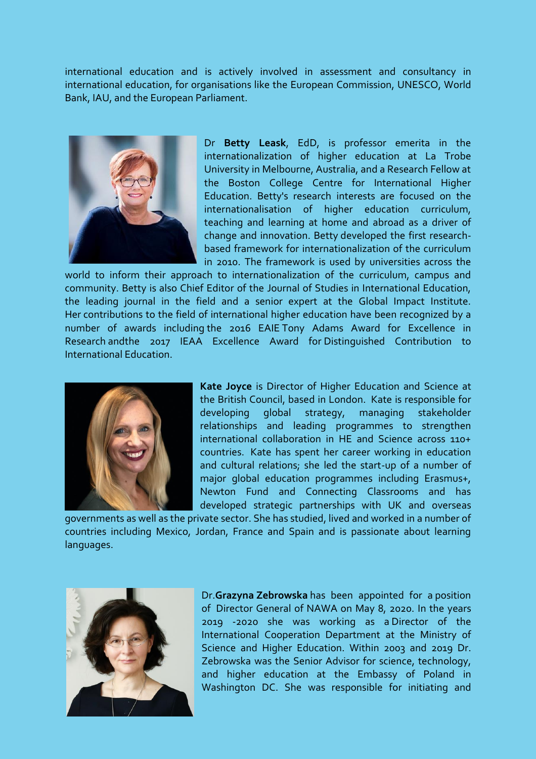international education and is actively involved in assessment and consultancy in international education, for organisations like the European Commission, UNESCO, World Bank, IAU, and the European Parliament.

Dr **Betty Leask**, EdD, is professor emerita in the internationalization of higher education at La Trobe University in Melbourne, Australia, and a Research Fellow at the Boston College Centre for International Higher Education. Betty's research interests are focused on the internationalisation of higher education curriculum, teaching and learning at home and abroad as a driver of change and innovation. Betty developed the first research-based framework for internationalization of the curriculum in 2010. The framework is used by universities across the world to inform their approach to internationalization of the curriculum, campus and community. Betty is also Chief Editor of the Journal of Studies in International Education, the leading journal in the field and a senior expert at the Global Impact Institute. Her contributions to the field of international higher education have been recognized by a number of awards including the 2016 EAIE Tony Adams Award for Excellence in Research andthe 2017 IEAA Excellence Award for Distinguished Contribution to International Education.

**Kate Joyce** is Director of Higher Education and Science at the British Council, based in London. Kate is responsible for developing global strategy, managing stakeholder relationships and leading programmes to strengthen international collaboration in HE and Science across 110+ countries. Kate has spent her career working in education and cultural relations; she led the start-up of a number of major global education programmes including Erasmus+, Newton Fund and Connecting Classrooms and has developed strategic partnerships with UK and overseas governments as well as the private sector. She has studied, lived and worked in a number of countries including Mexico, Jordan, France and Spain and is passionate about learning languages.

Dr.**Grazyna Zebrowska** has been appointed for a position of Director General of NAWA on May 8, 2020. In the years 2019 -2020 she was working as a Director of the International Cooperation Department at the Ministry of Science and Higher Education. Within 2003 and 2019 Dr. Zebrowska was the Senior Advisor for science, technology, and higher education at the Embassy of Poland in Washington DC. She was responsible for initiating and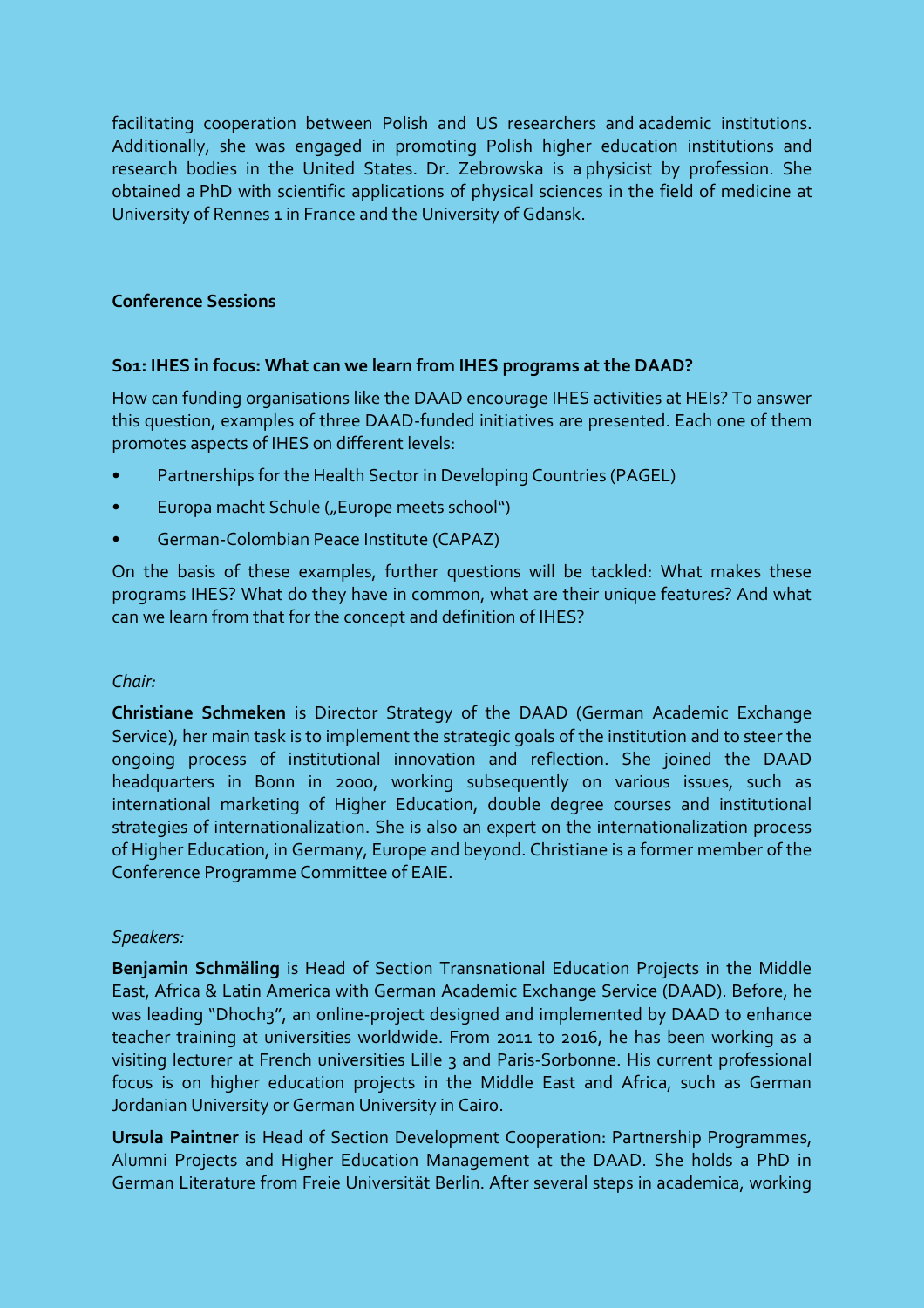facilitating cooperation between Polish and US researchers and academic institutions. Additionally, she was engaged in promoting Polish higher education institutions and research bodies in the United States. Dr. Zebrowska is a physicist by profession. She obtained a PhD with scientific applications of physical sciences in the field of medicine at University of Rennes 1 in France and the University of Gdansk.

## Conference Sessions

### S01: IHES in focus: What can we learn from IHES programs at the DAAD?

How can funding organisations like the DAAD encourage IHES activities at HEIs? To answer this question, examples of three DAAD-funded initiatives are presented. Each one of them promotes aspects of IHES on different levels:

- Partnerships for the Health Sector in Developing Countries (PAGEL)
- Europa macht Schule („Europe meets school")
- German-Colombian Peace Institute (CAPAZ)

On the basis of these examples, further questions will be tackled: What makes these programs IHES? What do they have in common, what are their unique features? And what can we learn from that for the concept and definition of IHES?

*Chair:*

**Christiane Schmeken** is Director Strategy of the DAAD (German Academic Exchange Service), her main task is to implement the strategic goals of the institution and to steer the ongoing process of institutional innovation and reflection. She joined the DAAD headquarters in Bonn in 2000, working subsequently on various issues, such as international marketing of Higher Education, double degree courses and institutional strategies of internationalization. She is also an expert on the internationalization process of Higher Education, in Germany, Europe and beyond. Christiane is a former member of the Conference Programme Committee of EAIE.

*Speakers:*

**Benjamin Schmäling** is Head of Section Transnational Education Projects in the Middle East, Africa & Latin America with German Academic Exchange Service (DAAD). Before, he was leading "Dhoch3", an online-project designed and implemented by DAAD to enhance teacher training at universities worldwide. From 2011 to 2016, he has been working as a visiting lecturer at French universities Lille 3 and Paris-Sorbonne. His current professional focus is on higher education projects in the Middle East and Africa, such as German Jordanian University or German University in Cairo.

**Ursula Paintner** is Head of Section Development Cooperation: Partnership Programmes, Alumni Projects and Higher Education Management at the DAAD. She holds a PhD in German Literature from Freie Universität Berlin. After several steps in academica, working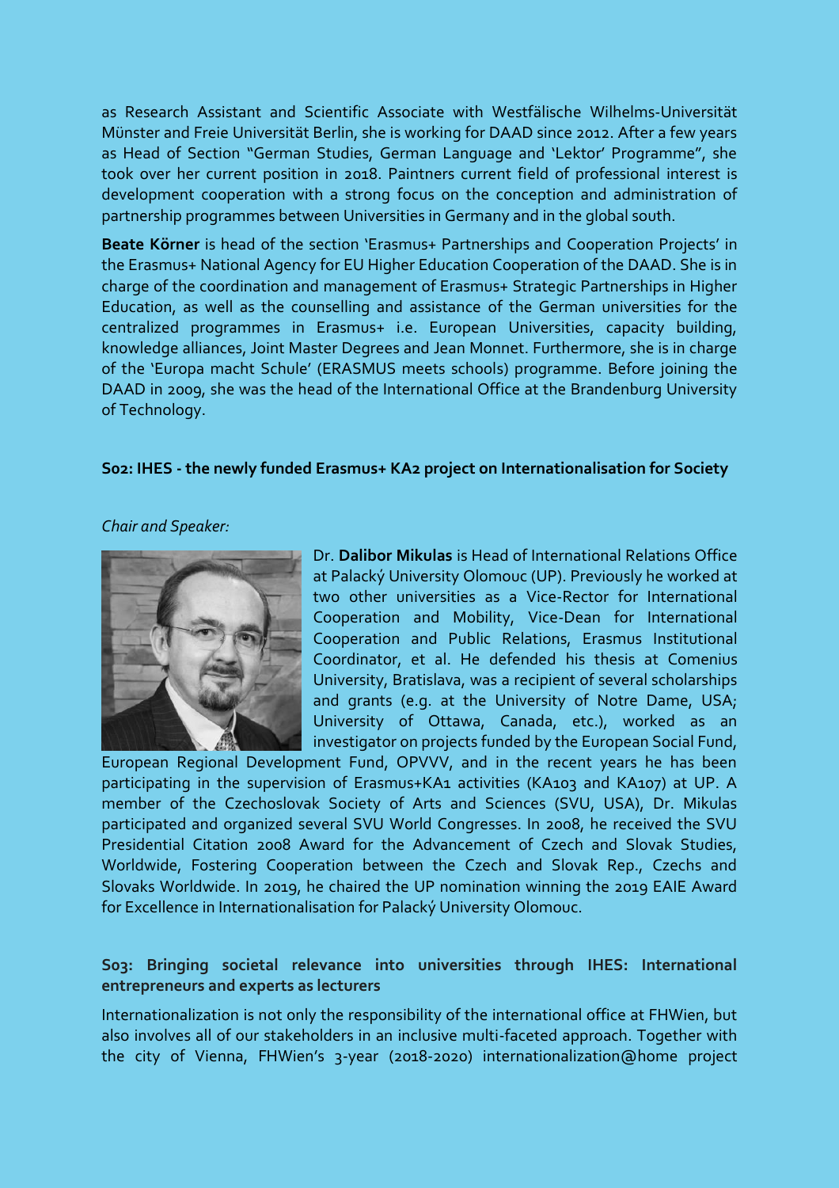as Research Assistant and Scientific Associate with Westfälische Wilhelms-Universität Münster and Freie Universität Berlin, she is working for DAAD since 2012. After a few years as Head of Section "German Studies, German Language and 'Lektor' Programme", she took over her current position in 2018. Paintners current field of professional interest is development cooperation with a strong focus on the conception and administration of partnership programmes between Universities in Germany and in the global south.

**Beate Körner** is head of the section 'Erasmus+ Partnerships and Cooperation Projects' in the Erasmus+ National Agency for EU Higher Education Cooperation of the DAAD. She is in charge of the coordination and management of Erasmus+ Strategic Partnerships in Higher Education, as well as the counselling and assistance of the German universities for the centralized programmes in Erasmus+ i.e. European Universities, capacity building, knowledge alliances, Joint Master Degrees and Jean Monnet. Furthermore, she is in charge of the 'Europa macht Schule' (ERASMUS meets schools) programme. Before joining the DAAD in 2009, she was the head of the International Office at the Brandenburg University of Technology.

### S02: IHES - the newly funded Erasmus+ KA2 project on Internationalisation for Society

*Chair and Speaker:*

Dr. **Dalibor Mikulas** is Head of International Relations Office at Palacký University Olomouc (UP). Previously he worked at two other universities as a Vice-Rector for International Cooperation and Mobility, Vice-Dean for International Cooperation and Public Relations, Erasmus Institutional Coordinator, et al. He defended his thesis at Comenius University, Bratislava, was a recipient of several scholarships and grants (e.g. at the University of Notre Dame, USA; University of Ottawa, Canada, etc.), worked as an investigator on projects funded by the European Social Fund, European Regional Development Fund, OPVVV, and in the recent years he has been participating in the supervision of Erasmus+KA1 activities (KA103 and KA107) at UP. A member of the Czechoslovak Society of Arts and Sciences (SVU, USA), Dr. Mikulas participated and organized several SVU World Congresses. In 2008, he received the SVU Presidential Citation 2008 Award for the Advancement of Czech and Slovak Studies, Worldwide, Fostering Cooperation between the Czech and Slovak Rep., Czechs and Slovaks Worldwide. In 2019, he chaired the UP nomination winning the 2019 EAIE Award for Excellence in Internationalisation for Palacký University Olomouc.

### S03: Bringing societal relevance into universities through IHES: International entrepreneurs and experts as lecturers

Internationalization is not only the responsibility of the international office at FHWien, but also involves all of our stakeholders in an inclusive multi-faceted approach. Together with the city of Vienna, FHWien's 3-year (2018-2020) internationalization@home project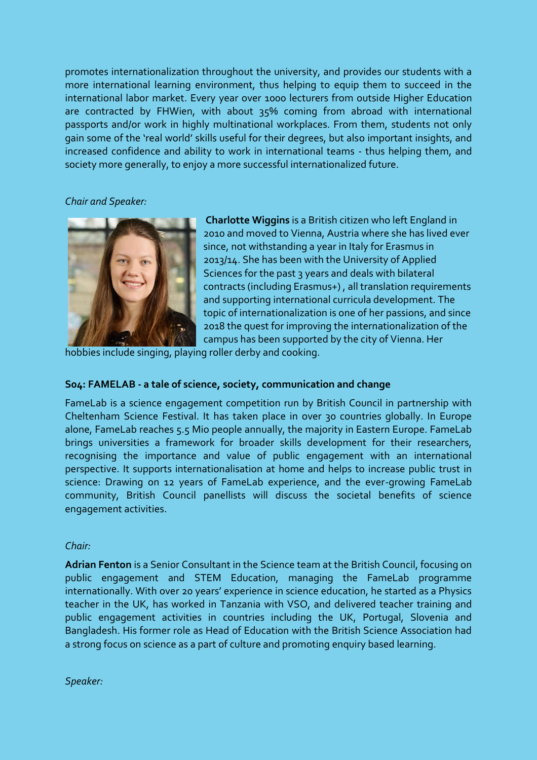promotes internationalization throughout the university, and provides our students with a more international learning environment, thus helping to equip them to succeed in the international labor market. Every year over 1000 lecturers from outside Higher Education are contracted by FHWien, with about 35% coming from abroad with international passports and/or work in highly multinational workplaces. From them, students not only gain some of the 'real world' skills useful for their degrees, but also important insights, and increased confidence and ability to work in international teams - thus helping them, and society more generally, to enjoy a more successful internationalized future.

*Chair and Speaker:*

**Charlotte Wiggins** is a British citizen who left England in 2010 and moved to Vienna, Austria where she has lived ever since, not withstanding a year in Italy for Erasmus in 2013/14. She has been with the University of Applied Sciences for the past 3 years and deals with bilateral contracts (including Erasmus+) , all translation requirements and supporting international curricula development. The topic of internationalization is one of her passions, and since 2018 the quest for improving the internationalization of the campus has been supported by the city of Vienna. Her hobbies include singing, playing roller derby and cooking.

### S04: FAMELAB - a tale of science, society, communication and change

FameLab is a science engagement competition run by British Council in partnership with Cheltenham Science Festival. It has taken place in over 30 countries globally. In Europe alone, FameLab reaches 5.5 Mio people annually, the majority in Eastern Europe. FameLab brings universities a framework for broader skills development for their researchers, recognising the importance and value of public engagement with an international perspective. It supports internationalisation at home and helps to increase public trust in science: Drawing on 12 years of FameLab experience, and the ever-growing FameLab community, British Council panellists will discuss the societal benefits of science engagement activities.

*Chair:*

**Adrian Fenton** is a Senior Consultant in the Science team at the British Council, focusing on public engagement and STEM Education, managing the FameLab programme internationally. With over 20 years' experience in science education, he started as a Physics teacher in the UK, has worked in Tanzania with VSO, and delivered teacher training and public engagement activities in countries including the UK, Portugal, Slovenia and Bangladesh. His former role as Head of Education with the British Science Association had a strong focus on science as a part of culture and promoting enquiry based learning.

*Speaker:*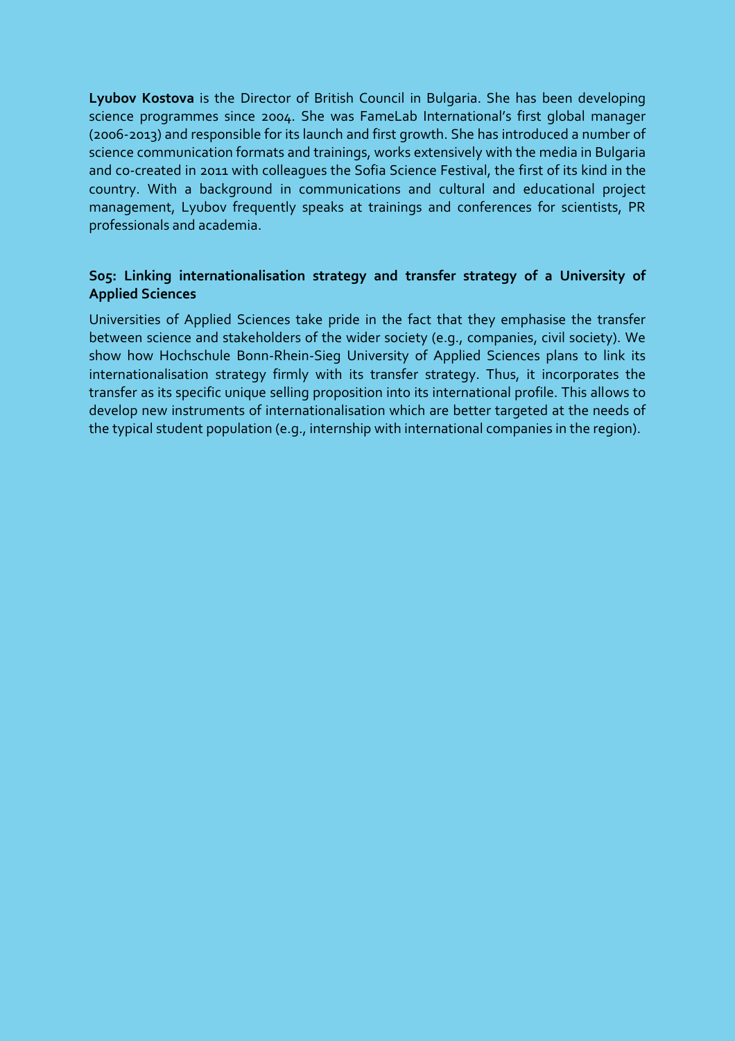**Lyubov Kostova** is the Director of British Council in Bulgaria. She has been developing science programmes since 2004. She was FameLab International's first global manager (2006-2013) and responsible for its launch and first growth. She has introduced a number of science communication formats and trainings, works extensively with the media in Bulgaria and co-created in 2011 with colleagues the Sofia Science Festival, the first of its kind in the country. With a background in communications and cultural and educational project management, Lyubov frequently speaks at trainings and conferences for scientists, PR professionals and academia.

### S05: Linking internationalisation strategy and transfer strategy of a University of Applied Sciences

Universities of Applied Sciences take pride in the fact that they emphasise the transfer between science and stakeholders of the wider society (e.g., companies, civil society). We show how Hochschule Bonn-Rhein-Sieg University of Applied Sciences plans to link its internationalisation strategy firmly with its transfer strategy. Thus, it incorporates the transfer as its specific unique selling proposition into its international profile. This allows to develop new instruments of internationalisation which are better targeted at the needs of the typical student population (e.g., internship with international companies in the region).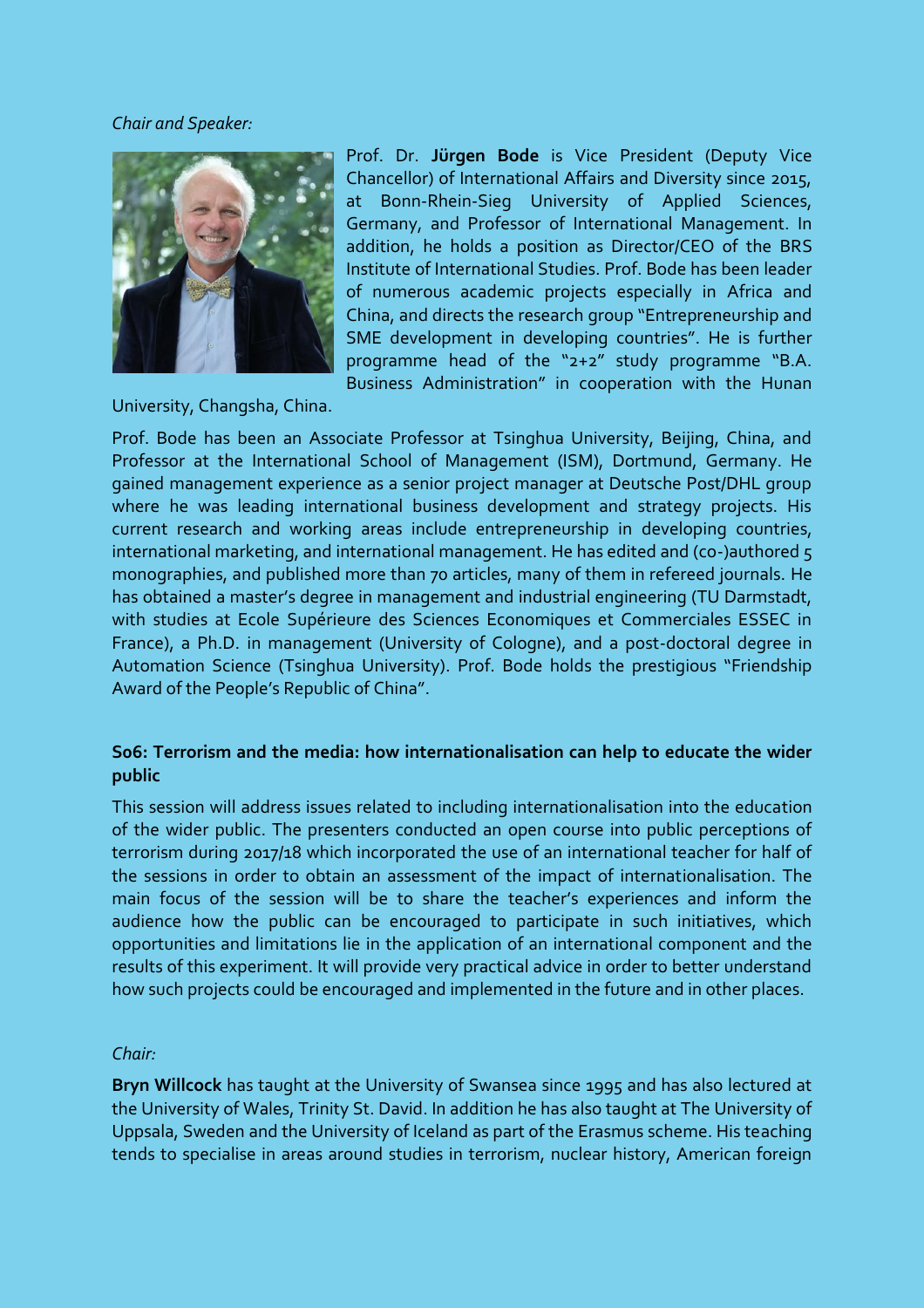*Chair and Speaker:*

Prof. Dr. **Jürgen Bode** is Vice President (Deputy Vice Chancellor) of International Affairs and Diversity since 2015, at Bonn-Rhein-Sieg University of Applied Sciences, Germany, and Professor of International Management. In addition, he holds a position as Director/CEO of the BRS Institute of International Studies. Prof. Bode has been leader of numerous academic projects especially in Africa and China, and directs the research group "Entrepreneurship and SME development in developing countries". He is further programme head of the "2+2" study programme "B.A. Business Administration" in cooperation with the Hunan University, Changsha, China.

Prof. Bode has been an Associate Professor at Tsinghua University, Beijing, China, and Professor at the International School of Management (ISM), Dortmund, Germany. He gained management experience as a senior project manager at Deutsche Post/DHL group where he was leading international business development and strategy projects. His current research and working areas include entrepreneurship in developing countries, international marketing, and international management. He has edited and (co-)authored 5 monographies, and published more than 70 articles, many of them in refereed journals. He has obtained a master's degree in management and industrial engineering (TU Darmstadt, with studies at Ecole Supérieure des Sciences Economiques et Commerciales ESSEC in France), a Ph.D. in management (University of Cologne), and a post-doctoral degree in Automation Science (Tsinghua University). Prof. Bode holds the prestigious "Friendship Award of the People's Republic of China".

## S06: Terrorism and the media: how internationalisation can help to educate the wider public

This session will address issues related to including internationalisation into the education of the wider public. The presenters conducted an open course into public perceptions of terrorism during 2017/18 which incorporated the use of an international teacher for half of the sessions in order to obtain an assessment of the impact of internationalisation. The main focus of the session will be to share the teacher's experiences and inform the audience how the public can be encouraged to participate in such initiatives, which opportunities and limitations lie in the application of an international component and the results of this experiment. It will provide very practical advice in order to better understand how such projects could be encouraged and implemented in the future and in other places.

*Chair:*

**Bryn Willcock** has taught at the University of Swansea since 1995 and has also lectured at the University of Wales, Trinity St. David. In addition he has also taught at The University of Uppsala, Sweden and the University of Iceland as part of the Erasmus scheme. His teaching tends to specialise in areas around studies in terrorism, nuclear history, American foreign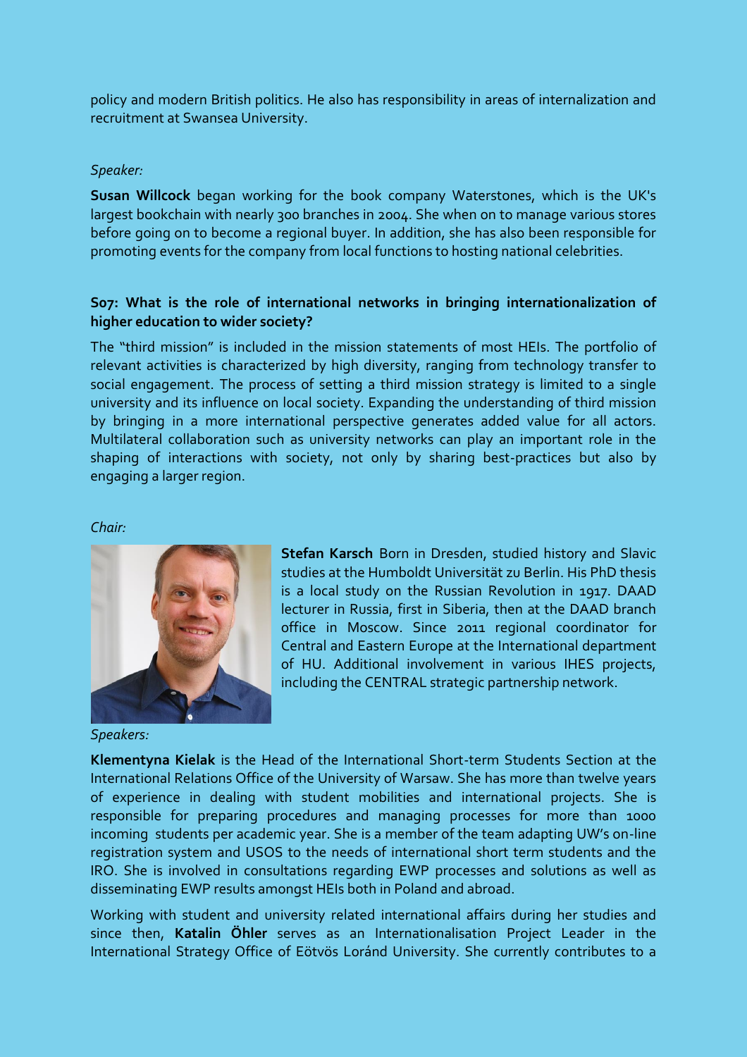policy and modern British politics. He also has responsibility in areas of internalization and recruitment at Swansea University.

*Speaker:*

**Susan Willcock** began working for the book company Waterstones, which is the UK's largest bookchain with nearly 300 branches in 2004. She when on to manage various stores before going on to become a regional buyer. In addition, she has also been responsible for promoting events for the company from local functions to hosting national celebrities.

### S07: What is the role of international networks in bringing internationalization of higher education to wider society?

The "third mission" is included in the mission statements of most HEIs. The portfolio of relevant activities is characterized by high diversity, ranging from technology transfer to social engagement. The process of setting a third mission strategy is limited to a single university and its influence on local society. Expanding the understanding of third mission by bringing in a more international perspective generates added value for all actors. Multilateral collaboration such as university networks can play an important role in the shaping of interactions with society, not only by sharing best-practices but also by engaging a larger region.

*Chair:*

**Stefan Karsch** Born in Dresden, studied history and Slavic studies at the Humboldt Universität zu Berlin. His PhD thesis is a local study on the Russian Revolution in 1917. DAAD lecturer in Russia, first in Siberia, then at the DAAD branch office in Moscow. Since 2011 regional coordinator for Central and Eastern Europe at the International department of HU. Additional involvement in various IHES projects, including the CENTRAL strategic partnership network.

*Speakers:*

**Klementyna Kielak** is the Head of the International Short-term Students Section at the International Relations Office of the University of Warsaw. She has more than twelve years of experience in dealing with student mobilities and international projects. She is responsible for preparing procedures and managing processes for more than 1000 incoming students per academic year. She is a member of the team adapting UW's on-line registration system and USOS to the needs of international short term students and the IRO. She is involved in consultations regarding EWP processes and solutions as well as disseminating EWP results amongst HEIs both in Poland and abroad.

Working with student and university related international affairs during her studies and since then, **Katalin Öhler** serves as an Internationalisation Project Leader in the International Strategy Office of Eötvös Loránd University. She currently contributes to a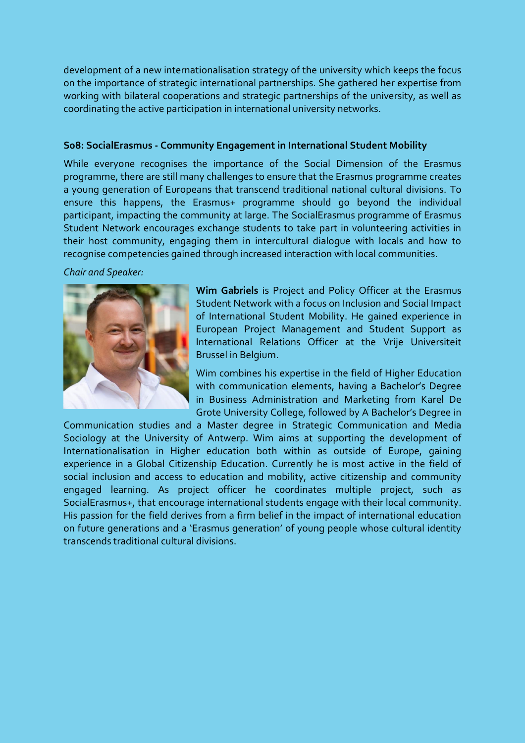development of a new internationalisation strategy of the university which keeps the focus on the importance of strategic international partnerships. She gathered her expertise from working with bilateral cooperations and strategic partnerships of the university, as well as coordinating the active participation in international university networks.

### S08: SocialErasmus - Community Engagement in International Student Mobility

While everyone recognises the importance of the Social Dimension of the Erasmus programme, there are still many challenges to ensure that the Erasmus programme creates a young generation of Europeans that transcend traditional national cultural divisions. To ensure this happens, the Erasmus+ programme should go beyond the individual participant, impacting the community at large. The SocialErasmus programme of Erasmus Student Network encourages exchange students to take part in volunteering activities in their host community, engaging them in intercultural dialogue with locals and how to recognise competencies gained through increased interaction with local communities.

*Chair and Speaker:*

**Wim Gabriels** is Project and Policy Officer at the Erasmus Student Network with a focus on Inclusion and Social Impact of International Student Mobility. He gained experience in European Project Management and Student Support as International Relations Officer at the Vrije Universiteit Brussel in Belgium.

Wim combines his expertise in the field of Higher Education with communication elements, having a Bachelor's Degree in Business Administration and Marketing from Karel De Grote University College, followed by A Bachelor's Degree in Communication studies and a Master degree in Strategic Communication and Media Sociology at the University of Antwerp. Wim aims at supporting the development of Internationalisation in Higher education both within as outside of Europe, gaining experience in a Global Citizenship Education. Currently he is most active in the field of social inclusion and access to education and mobility, active citizenship and community engaged learning. As project officer he coordinates multiple project, such as SocialErasmus+, that encourage international students engage with their local community. His passion for the field derives from a firm belief in the impact of international education on future generations and a 'Erasmus generation' of young people whose cultural identity transcends traditional cultural divisions.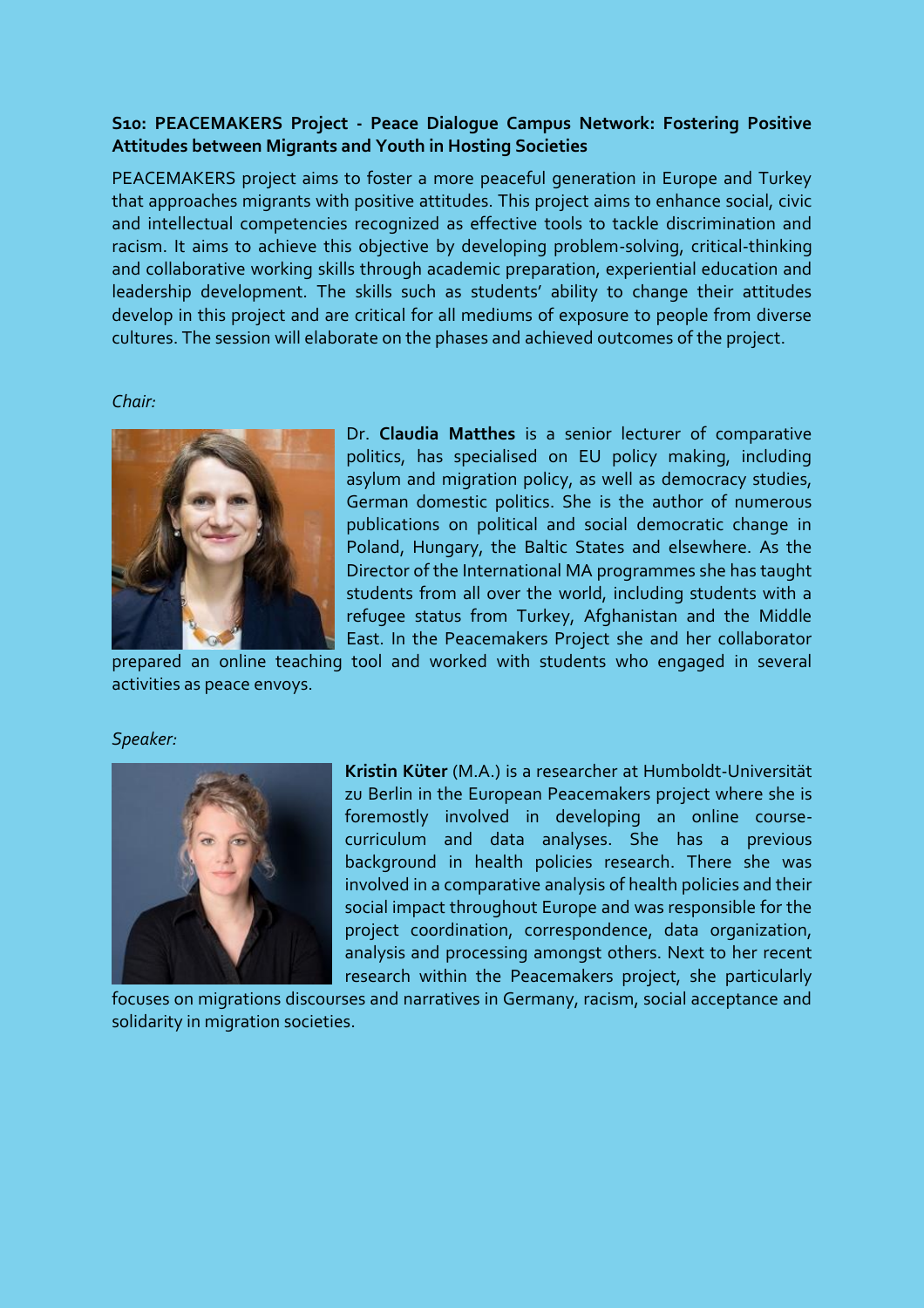**S10: PEACEMAKERS Project - Peace Dialogue Campus Network: Fostering Positive Attitudes between Migrants and Youth in Hosting Societies**

PEACEMAKERS project aims to foster a more peaceful generation in Europe and Turkey that approaches migrants with positive attitudes. This project aims to enhance social, civic and intellectual competencies recognized as effective tools to tackle discrimination and racism. It aims to achieve this objective by developing problem-solving, critical-thinking and collaborative working skills through academic preparation, experiential education and leadership development. The skills such as students' ability to change their attitudes develop in this project and are critical for all mediums of exposure to people from diverse cultures. The session will elaborate on the phases and achieved outcomes of the project.

*Chair:*

Dr. **Claudia Matthes** is a senior lecturer of comparative politics, has specialised on EU policy making, including asylum and migration policy, as well as democracy studies, German domestic politics. She is the author of numerous publications on political and social democratic change in Poland, Hungary, the Baltic States and elsewhere. As the Director of the International MA programmes she has taught students from all over the world, including students with a refugee status from Turkey, Afghanistan and the Middle East. In the Peacemakers Project she and her collaborator prepared an online teaching tool and worked with students who engaged in several activities as peace envoys.

*Speaker:*

**Kristin Küter** (M.A.) is a researcher at Humboldt-Universität zu Berlin in the European Peacemakers project where she is foremostly involved in developing an online course-curriculum and data analyses. She has a previous background in health policies research. There she was involved in a comparative analysis of health policies and their social impact throughout Europe and was responsible for the project coordination, correspondence, data organization, analysis and processing amongst others. Next to her recent research within the Peacemakers project, she particularly focuses on migrations discourses and narratives in Germany, racism, social acceptance and solidarity in migration societies.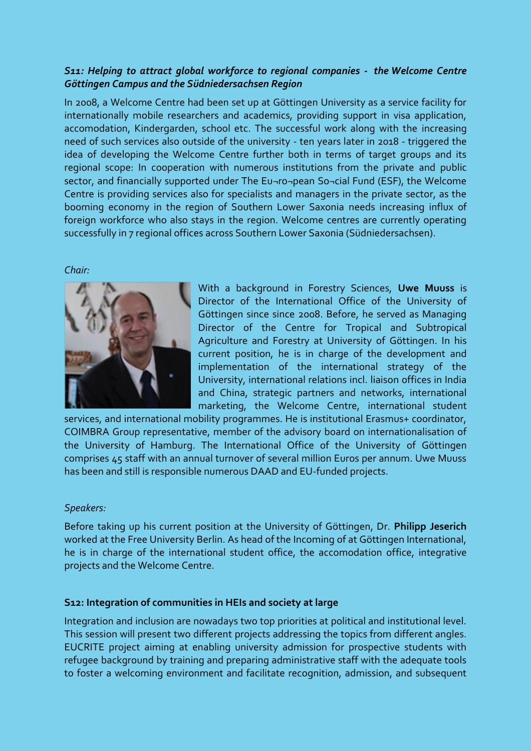***S11: Helping to attract global workforce to regional companies - the Welcome Centre Göttingen Campus and the Südniedersachsen Region***

In 2008, a Welcome Centre had been set up at Göttingen University as a service facility for internationally mobile researchers and academics, providing support in visa application, accomodation, Kindergarden, school etc. The successful work along with the increasing need of such services also outside of the university - ten years later in 2018 - triggered the idea of developing the Welcome Centre further both in terms of target groups and its regional scope: In cooperation with numerous institutions from the private and public sector, and financially supported under The Eu¬ro¬pean So¬cial Fund (ESF), the Welcome Centre is providing services also for specialists and managers in the private sector, as the booming economy in the region of Southern Lower Saxonia needs increasing influx of foreign workforce who also stays in the region. Welcome centres are currently operating successfully in 7 regional offices across Southern Lower Saxonia (Südniedersachsen).

*Chair:*

With a background in Forestry Sciences, **Uwe Muuss** is Director of the International Office of the University of Göttingen since since 2008. Before, he served as Managing Director of the Centre for Tropical and Subtropical Agriculture and Forestry at University of Göttingen. In his current position, he is in charge of the development and implementation of the international strategy of the University, international relations incl. liaison offices in India and China, strategic partners and networks, international marketing, the Welcome Centre, international student services, and international mobility programmes. He is institutional Erasmus+ coordinator, COIMBRA Group representative, member of the advisory board on internationalisation of the University of Hamburg. The International Office of the University of Göttingen comprises 45 staff with an annual turnover of several million Euros per annum. Uwe Muuss has been and still is responsible numerous DAAD and EU-funded projects.

*Speakers:*

Before taking up his current position at the University of Göttingen, Dr. **Philipp Jeserich** worked at the Free University Berlin. As head of the Incoming of at Göttingen International, he is in charge of the international student office, the accomodation office, integrative projects and the Welcome Centre.

**S12: Integration of communities in HEIs and society at large**

Integration and inclusion are nowadays two top priorities at political and institutional level. This session will present two different projects addressing the topics from different angles. EUCRITE project aiming at enabling university admission for prospective students with refugee background by training and preparing administrative staff with the adequate tools to foster a welcoming environment and facilitate recognition, admission, and subsequent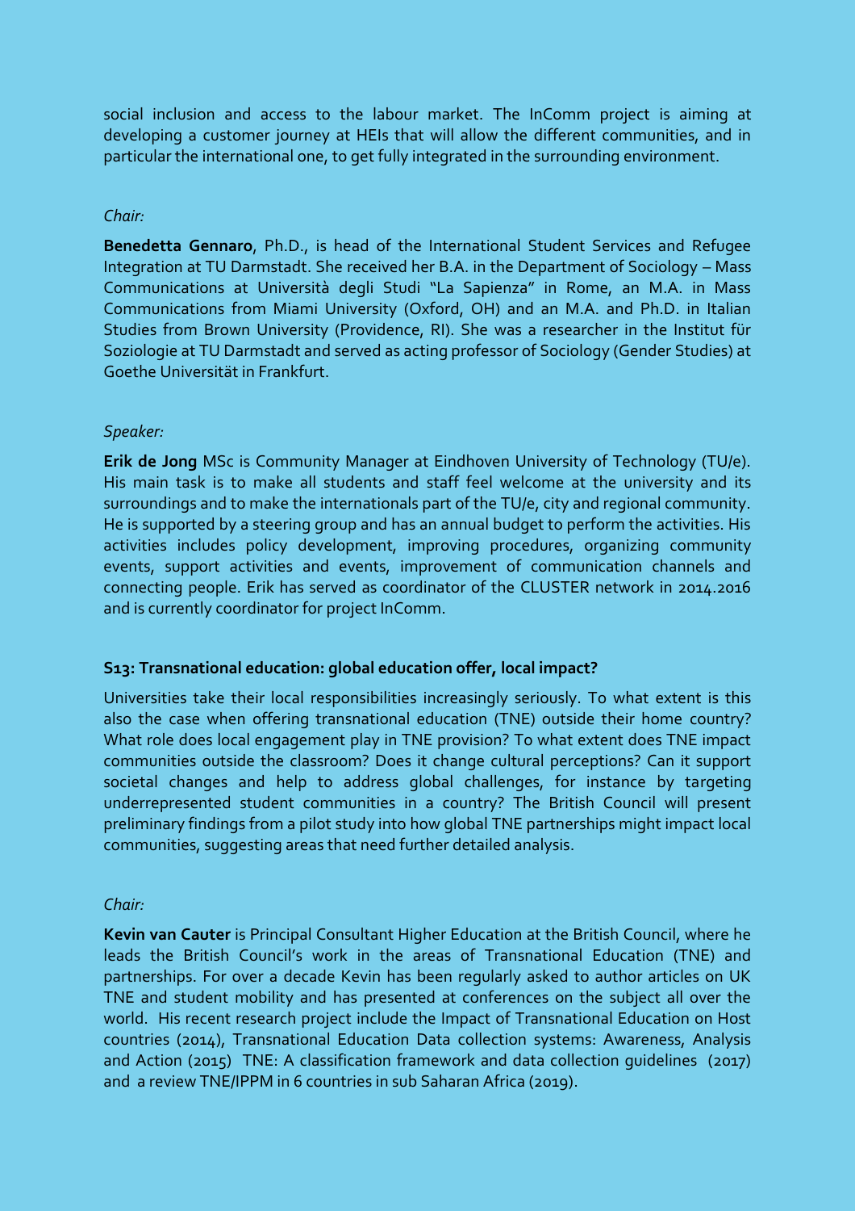social inclusion and access to the labour market. The InComm project is aiming at developing a customer journey at HEIs that will allow the different communities, and in particular the international one, to get fully integrated in the surrounding environment.

*Chair:*

**Benedetta Gennaro**, Ph.D., is head of the International Student Services and Refugee Integration at TU Darmstadt. She received her B.A. in the Department of Sociology – Mass Communications at Università degli Studi "La Sapienza" in Rome, an M.A. in Mass Communications from Miami University (Oxford, OH) and an M.A. and Ph.D. in Italian Studies from Brown University (Providence, RI). She was a researcher in the Institut für Soziologie at TU Darmstadt and served as acting professor of Sociology (Gender Studies) at Goethe Universität in Frankfurt.

*Speaker:*

**Erik de Jong** MSc is Community Manager at Eindhoven University of Technology (TU/e). His main task is to make all students and staff feel welcome at the university and its surroundings and to make the internationals part of the TU/e, city and regional community. He is supported by a steering group and has an annual budget to perform the activities. His activities includes policy development, improving procedures, organizing community events, support activities and events, improvement of communication channels and connecting people. Erik has served as coordinator of the CLUSTER network in 2014.2016 and is currently coordinator for project InComm.

**S13: Transnational education: global education offer, local impact?**

Universities take their local responsibilities increasingly seriously. To what extent is this also the case when offering transnational education (TNE) outside their home country? What role does local engagement play in TNE provision? To what extent does TNE impact communities outside the classroom? Does it change cultural perceptions? Can it support societal changes and help to address global challenges, for instance by targeting underrepresented student communities in a country? The British Council will present preliminary findings from a pilot study into how global TNE partnerships might impact local communities, suggesting areas that need further detailed analysis.

*Chair:*

**Kevin van Cauter** is Principal Consultant Higher Education at the British Council, where he leads the British Council's work in the areas of Transnational Education (TNE) and partnerships. For over a decade Kevin has been regularly asked to author articles on UK TNE and student mobility and has presented at conferences on the subject all over the world. His recent research project include the Impact of Transnational Education on Host countries (2014), Transnational Education Data collection systems: Awareness, Analysis and Action (2015) TNE: A classification framework and data collection guidelines (2017) and a review TNE/IPPM in 6 countries in sub Saharan Africa (2019).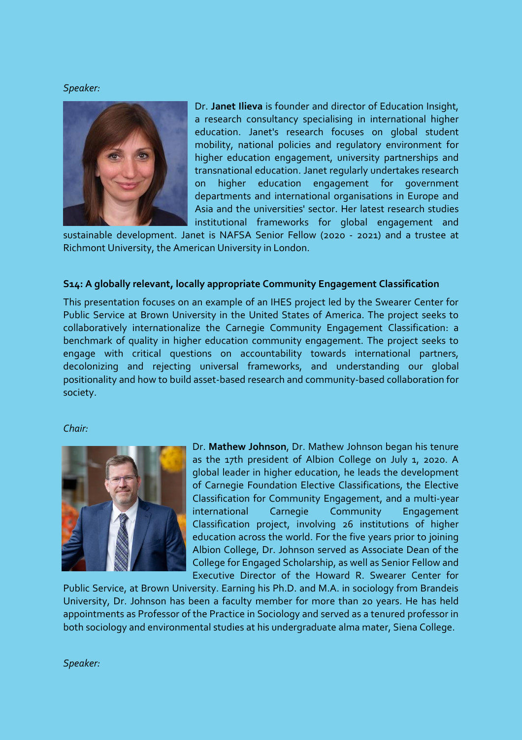*Speaker:*

Dr. **Janet Ilieva** is founder and director of Education Insight, a research consultancy specialising in international higher education. Janet's research focuses on global student mobility, national policies and regulatory environment for higher education engagement, university partnerships and transnational education. Janet regularly undertakes research on higher education engagement for government departments and international organisations in Europe and Asia and the universities' sector. Her latest research studies institutional frameworks for global engagement and sustainable development. Janet is NAFSA Senior Fellow (2020 - 2021) and a trustee at Richmont University, the American University in London.

**S14: A globally relevant, locally appropriate Community Engagement Classification**

This presentation focuses on an example of an IHES project led by the Swearer Center for Public Service at Brown University in the United States of America. The project seeks to collaboratively internationalize the Carnegie Community Engagement Classification: a benchmark of quality in higher education community engagement. The project seeks to engage with critical questions on accountability towards international partners, decolonizing and rejecting universal frameworks, and understanding our global positionality and how to build asset-based research and community-based collaboration for society.

*Chair:*

Dr. **Mathew Johnson**, Dr. Mathew Johnson began his tenure as the 17th president of Albion College on July 1, 2020. A global leader in higher education, he leads the development of Carnegie Foundation Elective Classifications, the Elective Classification for Community Engagement, and a multi-year international Carnegie Community Engagement Classification project, involving 26 institutions of higher education across the world. For the five years prior to joining Albion College, Dr. Johnson served as Associate Dean of the College for Engaged Scholarship, as well as Senior Fellow and Executive Director of the Howard R. Swearer Center for Public Service, at Brown University. Earning his Ph.D. and M.A. in sociology from Brandeis University, Dr. Johnson has been a faculty member for more than 20 years. He has held appointments as Professor of the Practice in Sociology and served as a tenured professor in both sociology and environmental studies at his undergraduate alma mater, Siena College.

*Speaker:*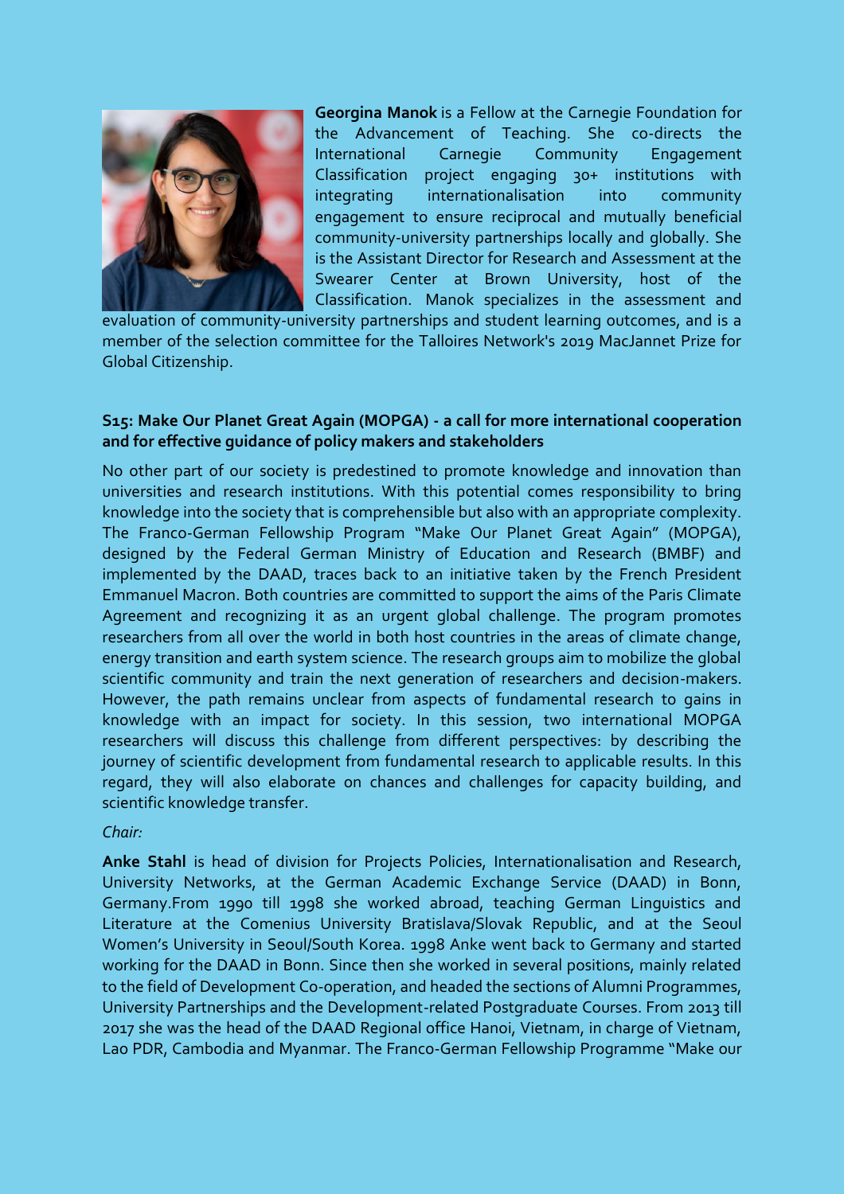**Georgina Manok** is a Fellow at the Carnegie Foundation for the Advancement of Teaching. She co-directs the International Carnegie Community Engagement Classification project engaging 30+ institutions with integrating internationalisation into community engagement to ensure reciprocal and mutually beneficial community-university partnerships locally and globally. She is the Assistant Director for Research and Assessment at the Swearer Center at Brown University, host of the Classification. Manok specializes in the assessment and evaluation of community-university partnerships and student learning outcomes, and is a member of the selection committee for the Talloires Network's 2019 MacJannet Prize for Global Citizenship.

### S15: Make Our Planet Great Again (MOPGA) - a call for more international cooperation and for effective guidance of policy makers and stakeholders

No other part of our society is predestined to promote knowledge and innovation than universities and research institutions. With this potential comes responsibility to bring knowledge into the society that is comprehensible but also with an appropriate complexity. The Franco-German Fellowship Program "Make Our Planet Great Again" (MOPGA), designed by the Federal German Ministry of Education and Research (BMBF) and implemented by the DAAD, traces back to an initiative taken by the French President Emmanuel Macron. Both countries are committed to support the aims of the Paris Climate Agreement and recognizing it as an urgent global challenge. The program promotes researchers from all over the world in both host countries in the areas of climate change, energy transition and earth system science. The research groups aim to mobilize the global scientific community and train the next generation of researchers and decision-makers. However, the path remains unclear from aspects of fundamental research to gains in knowledge with an impact for society. In this session, two international MOPGA researchers will discuss this challenge from different perspectives: by describing the journey of scientific development from fundamental research to applicable results. In this regard, they will also elaborate on chances and challenges for capacity building, and scientific knowledge transfer.

*Chair:*

**Anke Stahl** is head of division for Projects Policies, Internationalisation and Research, University Networks, at the German Academic Exchange Service (DAAD) in Bonn, Germany.From 1990 till 1998 she worked abroad, teaching German Linguistics and Literature at the Comenius University Bratislava/Slovak Republic, and at the Seoul Women's University in Seoul/South Korea. 1998 Anke went back to Germany and started working for the DAAD in Bonn. Since then she worked in several positions, mainly related to the field of Development Co-operation, and headed the sections of Alumni Programmes, University Partnerships and the Development-related Postgraduate Courses. From 2013 till 2017 she was the head of the DAAD Regional office Hanoi, Vietnam, in charge of Vietnam, Lao PDR, Cambodia and Myanmar. The Franco-German Fellowship Programme "Make our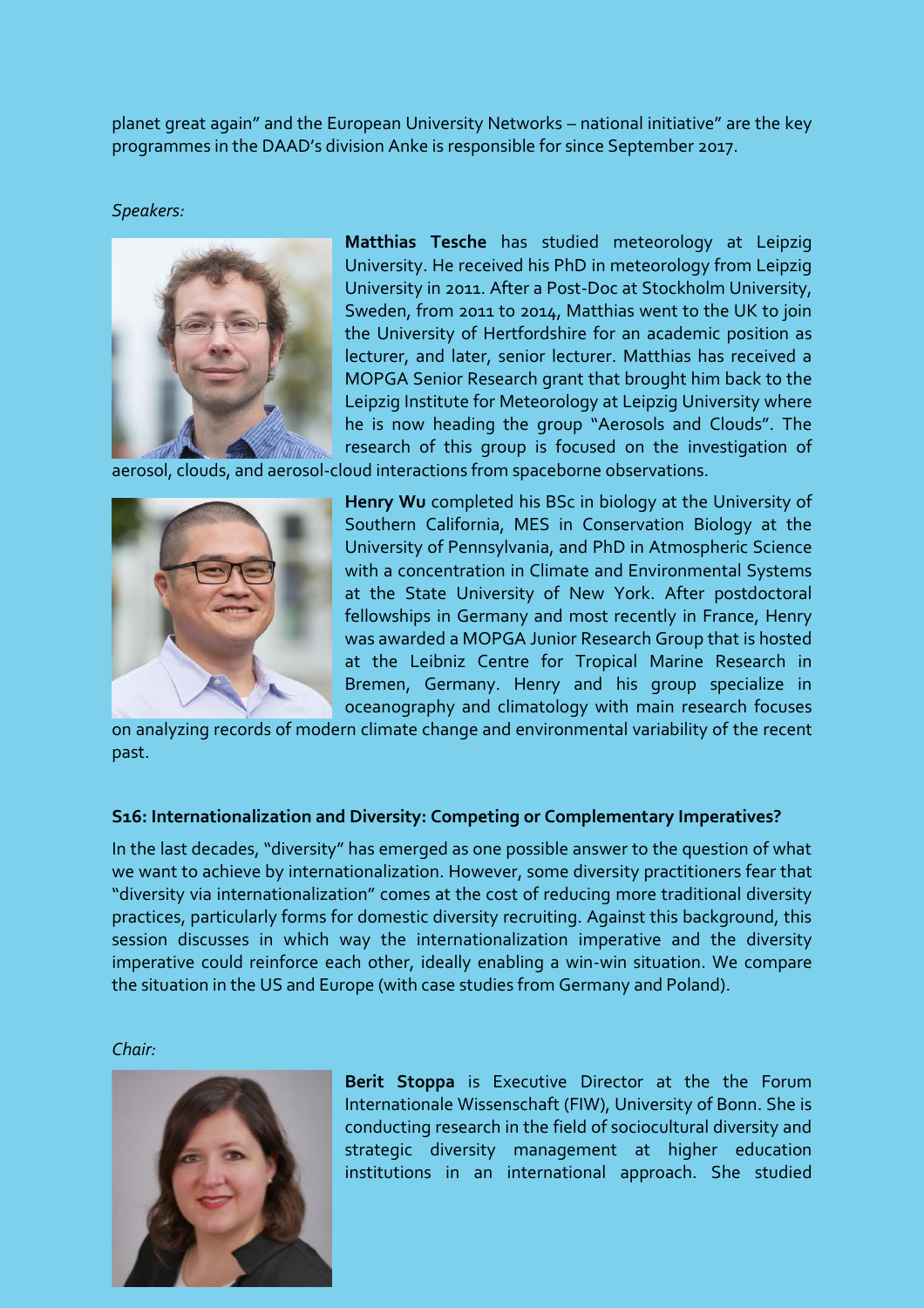planet great again" and the European University Networks – national initiative" are the key programmes in the DAAD's division Anke is responsible for since September 2017.

*Speakers:*

**Matthias Tesche** has studied meteorology at Leipzig University. He received his PhD in meteorology from Leipzig University in 2011. After a Post-Doc at Stockholm University, Sweden, from 2011 to 2014, Matthias went to the UK to join the University of Hertfordshire for an academic position as lecturer, and later, senior lecturer. Matthias has received a MOPGA Senior Research grant that brought him back to the Leipzig Institute for Meteorology at Leipzig University where he is now heading the group "Aerosols and Clouds". The research of this group is focused on the investigation of aerosol, clouds, and aerosol-cloud interactions from spaceborne observations.

**Henry Wu** completed his BSc in biology at the University of Southern California, MES in Conservation Biology at the University of Pennsylvania, and PhD in Atmospheric Science with a concentration in Climate and Environmental Systems at the State University of New York. After postdoctoral fellowships in Germany and most recently in France, Henry was awarded a MOPGA Junior Research Group that is hosted at the Leibniz Centre for Tropical Marine Research in Bremen, Germany. Henry and his group specialize in oceanography and climatology with main research focuses on analyzing records of modern climate change and environmental variability of the recent past.

### S16: Internationalization and Diversity: Competing or Complementary Imperatives?

In the last decades, "diversity" has emerged as one possible answer to the question of what we want to achieve by internationalization. However, some diversity practitioners fear that "diversity via internationalization" comes at the cost of reducing more traditional diversity practices, particularly forms for domestic diversity recruiting. Against this background, this session discusses in which way the internationalization imperative and the diversity imperative could reinforce each other, ideally enabling a win-win situation. We compare the situation in the US and Europe (with case studies from Germany and Poland).

*Chair:*

**Berit Stoppa** is Executive Director at the the Forum Internationale Wissenschaft (FIW), University of Bonn. She is conducting research in the field of sociocultural diversity and strategic diversity management at higher education institutions in an international approach. She studied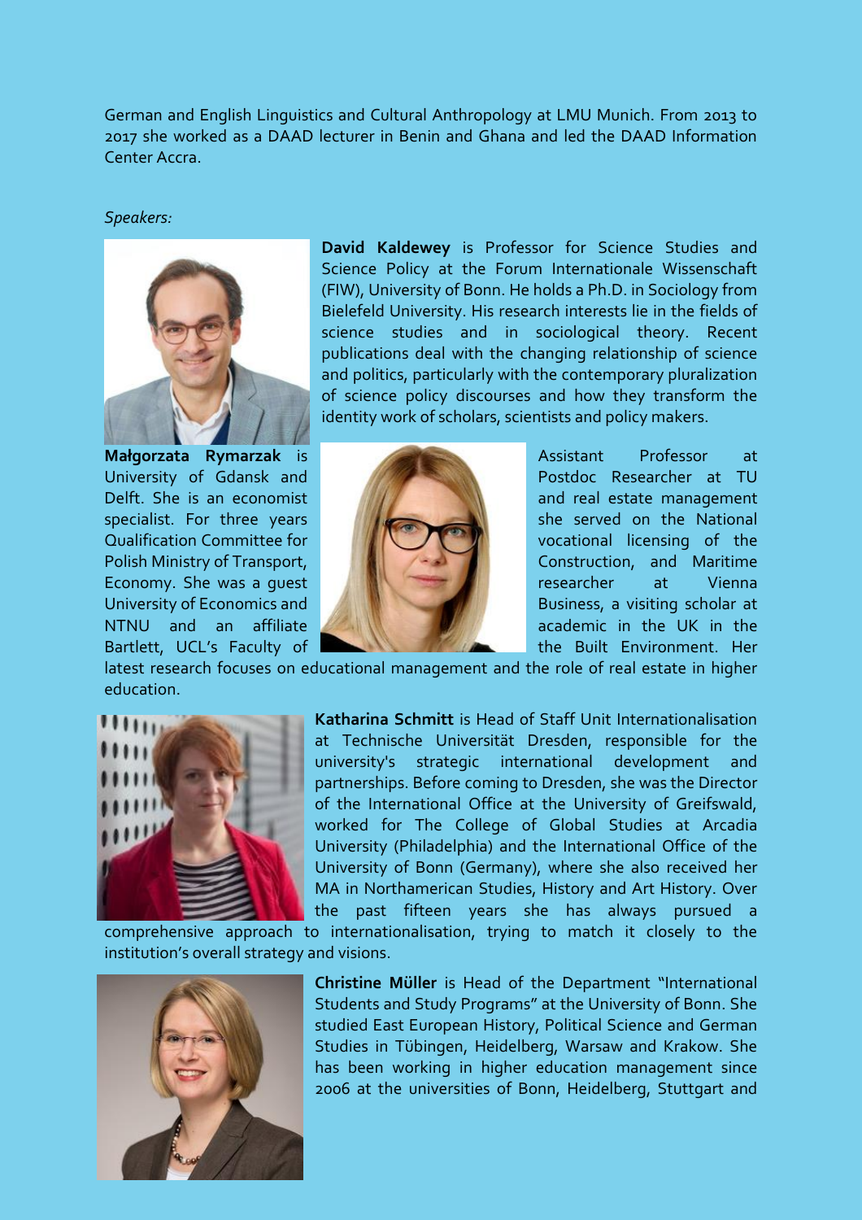German and English Linguistics and Cultural Anthropology at LMU Munich. From 2013 to 2017 she worked as a DAAD lecturer in Benin and Ghana and led the DAAD Information Center Accra.

*Speakers:*

**David Kaldewey** is Professor for Science Studies and Science Policy at the Forum Internationale Wissenschaft (FIW), University of Bonn. He holds a Ph.D. in Sociology from Bielefeld University. His research interests lie in the fields of science studies and in sociological theory. Recent publications deal with the changing relationship of science and politics, particularly with the contemporary pluralization of science policy discourses and how they transform the identity work of scholars, scientists and policy makers.

**Małgorzata Rymarzak** is Assistant Professor at University of Gdansk and Postdoc Researcher at TU Delft. She is an economist and real estate management specialist. For three years she served on the National Qualification Committee for vocational licensing of the Polish Ministry of Transport, Construction, and Maritime Economy. She was a guest researcher at Vienna University of Economics and Business, a visiting scholar at NTNU and an affiliate academic in the UK in the Bartlett, UCL's Faculty of the Built Environment. Her latest research focuses on educational management and the role of real estate in higher education.

**Katharina Schmitt** is Head of Staff Unit Internationalisation at Technische Universität Dresden, responsible for the university's strategic international development and partnerships. Before coming to Dresden, she was the Director of the International Office at the University of Greifswald, worked for The College of Global Studies at Arcadia University (Philadelphia) and the International Office of the University of Bonn (Germany), where she also received her MA in Northamerican Studies, History and Art History. Over the past fifteen years she has always pursued a comprehensive approach to internationalisation, trying to match it closely to the institution's overall strategy and visions.

**Christine Müller** is Head of the Department "International Students and Study Programs" at the University of Bonn. She studied East European History, Political Science and German Studies in Tübingen, Heidelberg, Warsaw and Krakow. She has been working in higher education management since 2006 at the universities of Bonn, Heidelberg, Stuttgart and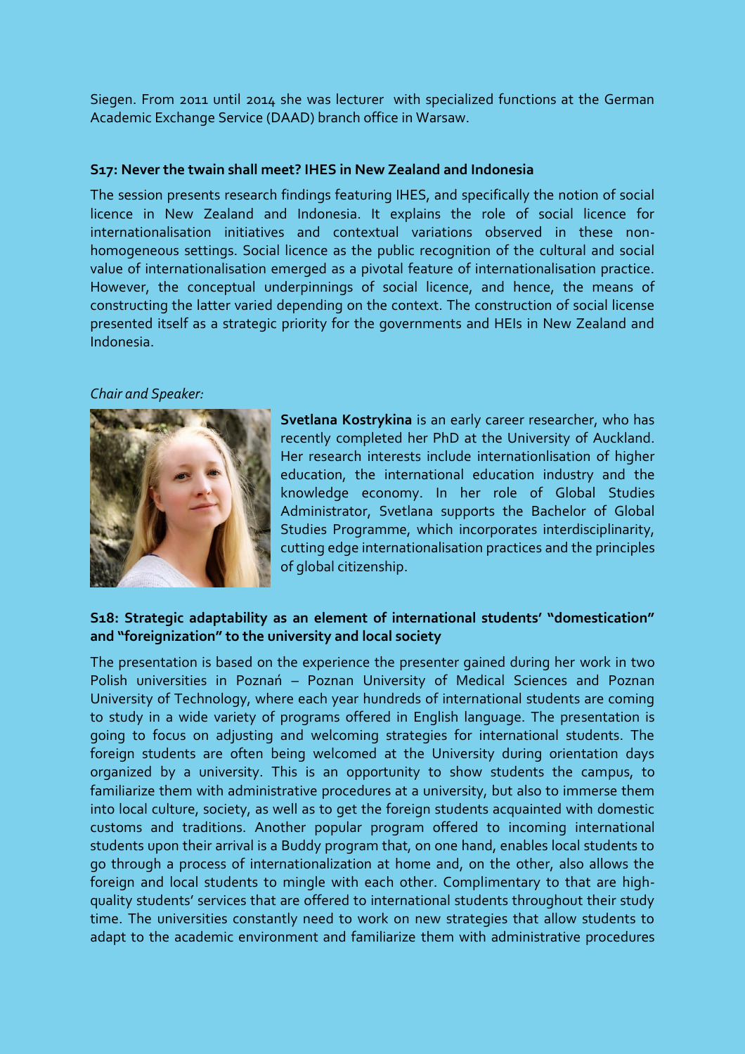Siegen. From 2011 until 2014 she was lecturer with specialized functions at the German Academic Exchange Service (DAAD) branch office in Warsaw.

### S17: Never the twain shall meet? IHES in New Zealand and Indonesia

The session presents research findings featuring IHES, and specifically the notion of social licence in New Zealand and Indonesia. It explains the role of social licence for internationalisation initiatives and contextual variations observed in these non-homogeneous settings. Social licence as the public recognition of the cultural and social value of internationalisation emerged as a pivotal feature of internationalisation practice. However, the conceptual underpinnings of social licence, and hence, the means of constructing the latter varied depending on the context. The construction of social license presented itself as a strategic priority for the governments and HEIs in New Zealand and Indonesia.

*Chair and Speaker:*

**Svetlana Kostrykina** is an early career researcher, who has recently completed her PhD at the University of Auckland. Her research interests include internationlisation of higher education, the international education industry and the knowledge economy. In her role of Global Studies Administrator, Svetlana supports the Bachelor of Global Studies Programme, which incorporates interdisciplinarity, cutting edge internationalisation practices and the principles of global citizenship.

### S18: Strategic adaptability as an element of international students' "domestication" and "foreignization" to the university and local society

The presentation is based on the experience the presenter gained during her work in two Polish universities in Poznań – Poznan University of Medical Sciences and Poznan University of Technology, where each year hundreds of international students are coming to study in a wide variety of programs offered in English language. The presentation is going to focus on adjusting and welcoming strategies for international students. The foreign students are often being welcomed at the University during orientation days organized by a university. This is an opportunity to show students the campus, to familiarize them with administrative procedures at a university, but also to immerse them into local culture, society, as well as to get the foreign students acquainted with domestic customs and traditions. Another popular program offered to incoming international students upon their arrival is a Buddy program that, on one hand, enables local students to go through a process of internationalization at home and, on the other, also allows the foreign and local students to mingle with each other. Complimentary to that are high-quality students' services that are offered to international students throughout their study time. The universities constantly need to work on new strategies that allow students to adapt to the academic environment and familiarize them with administrative procedures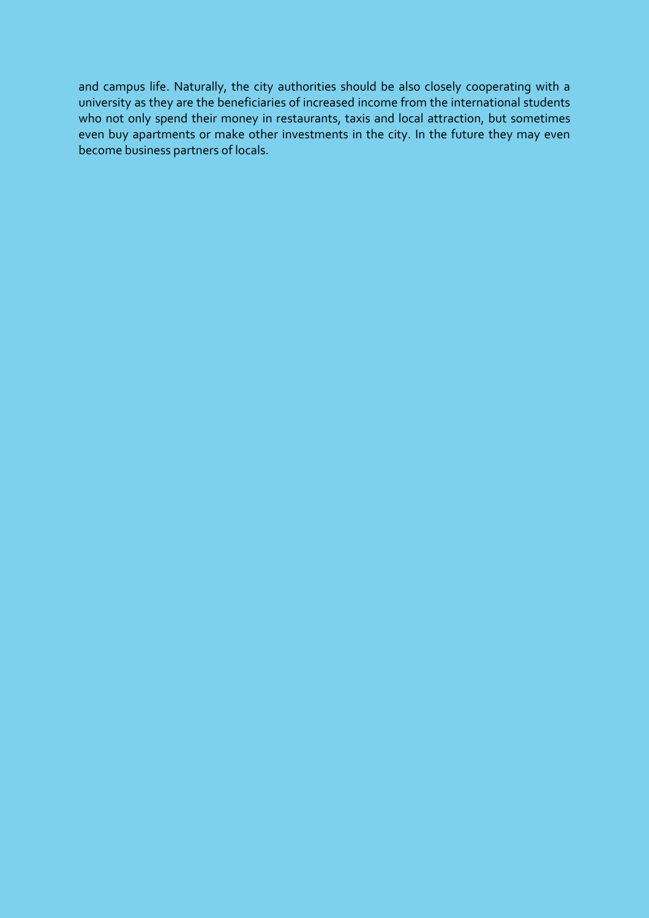and campus life. Naturally, the city authorities should be also closely cooperating with a university as they are the beneficiaries of increased income from the international students who not only spend their money in restaurants, taxis and local attraction, but sometimes even buy apartments or make other investments in the city. In the future they may even become business partners of locals.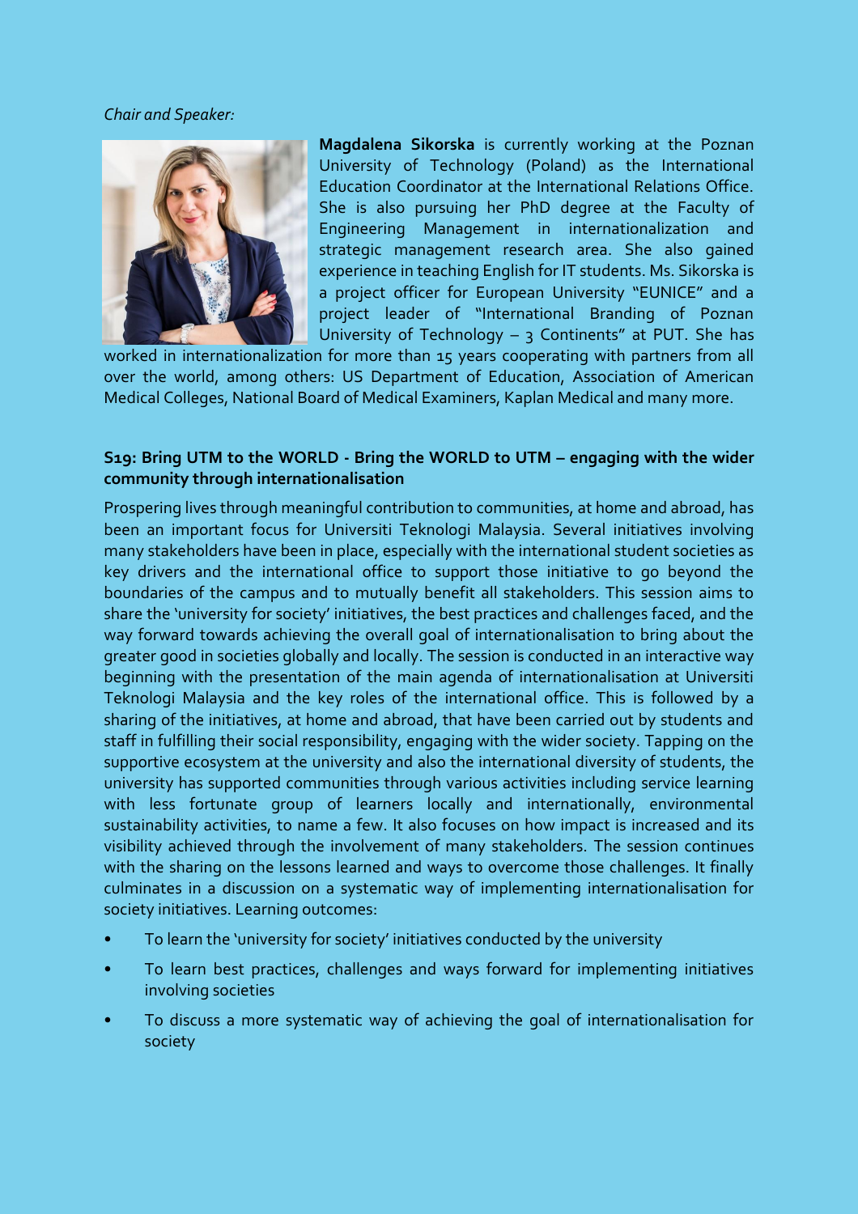*Chair and Speaker:*

**Magdalena Sikorska** is currently working at the Poznan University of Technology (Poland) as the International Education Coordinator at the International Relations Office. She is also pursuing her PhD degree at the Faculty of Engineering Management in internationalization and strategic management research area. She also gained experience in teaching English for IT students. Ms. Sikorska is a project officer for European University "EUNICE" and a project leader of "International Branding of Poznan University of Technology – 3 Continents" at PUT. She has worked in internationalization for more than 15 years cooperating with partners from all over the world, among others: US Department of Education, Association of American Medical Colleges, National Board of Medical Examiners, Kaplan Medical and many more.

### S19: Bring UTM to the WORLD - Bring the WORLD to UTM – engaging with the wider community through internationalisation

Prospering lives through meaningful contribution to communities, at home and abroad, has been an important focus for Universiti Teknologi Malaysia. Several initiatives involving many stakeholders have been in place, especially with the international student societies as key drivers and the international office to support those initiative to go beyond the boundaries of the campus and to mutually benefit all stakeholders. This session aims to share the 'university for society' initiatives, the best practices and challenges faced, and the way forward towards achieving the overall goal of internationalisation to bring about the greater good in societies globally and locally. The session is conducted in an interactive way beginning with the presentation of the main agenda of internationalisation at Universiti Teknologi Malaysia and the key roles of the international office. This is followed by a sharing of the initiatives, at home and abroad, that have been carried out by students and staff in fulfilling their social responsibility, engaging with the wider society. Tapping on the supportive ecosystem at the university and also the international diversity of students, the university has supported communities through various activities including service learning with less fortunate group of learners locally and internationally, environmental sustainability activities, to name a few. It also focuses on how impact is increased and its visibility achieved through the involvement of many stakeholders. The session continues with the sharing on the lessons learned and ways to overcome those challenges. It finally culminates in a discussion on a systematic way of implementing internationalisation for society initiatives. Learning outcomes:

- To learn the 'university for society' initiatives conducted by the university
- To learn best practices, challenges and ways forward for implementing initiatives involving societies
- To discuss a more systematic way of achieving the goal of internationalisation for society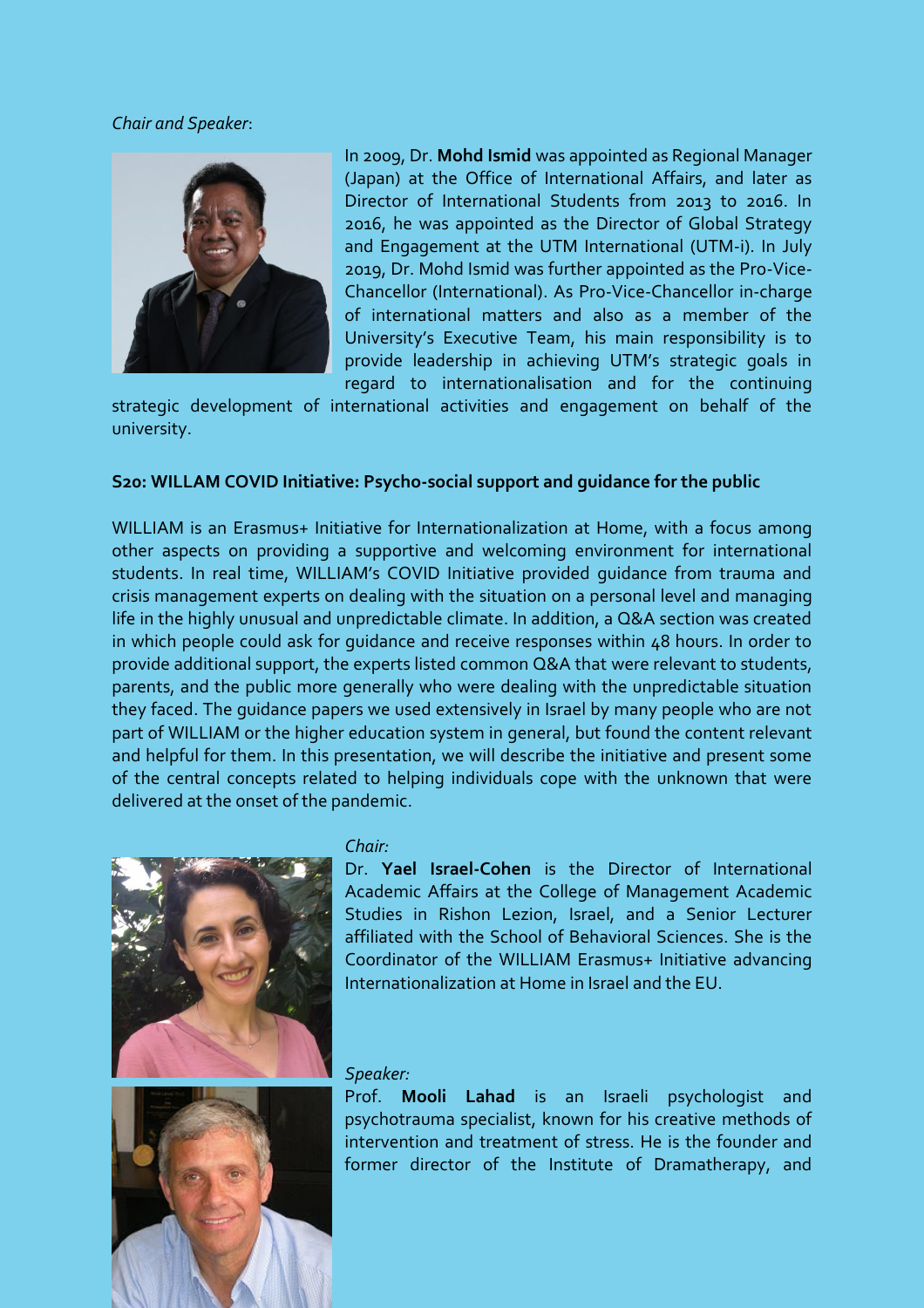*Chair and Speaker*:

In 2009, Dr. **Mohd Ismid** was appointed as Regional Manager (Japan) at the Office of International Affairs, and later as Director of International Students from 2013 to 2016. In 2016, he was appointed as the Director of Global Strategy and Engagement at the UTM International (UTM-i). In July 2019, Dr. Mohd Ismid was further appointed as the Pro-Vice-Chancellor (International). As Pro-Vice-Chancellor in-charge of international matters and also as a member of the University's Executive Team, his main responsibility is to provide leadership in achieving UTM's strategic goals in regard to internationalisation and for the continuing strategic development of international activities and engagement on behalf of the university.

**S20: WILLAM COVID Initiative: Psycho-social support and guidance for the public**

WILLIAM is an Erasmus+ Initiative for Internationalization at Home, with a focus among other aspects on providing a supportive and welcoming environment for international students. In real time, WILLIAM's COVID Initiative provided guidance from trauma and crisis management experts on dealing with the situation on a personal level and managing life in the highly unusual and unpredictable climate. In addition, a Q&A section was created in which people could ask for guidance and receive responses within 48 hours. In order to provide additional support, the experts listed common Q&A that were relevant to students, parents, and the public more generally who were dealing with the unpredictable situation they faced. The guidance papers we used extensively in Israel by many people who are not part of WILLIAM or the higher education system in general, but found the content relevant and helpful for them. In this presentation, we will describe the initiative and present some of the central concepts related to helping individuals cope with the unknown that were delivered at the onset of the pandemic.

*Chair:*

Dr. **Yael Israel-Cohen** is the Director of International Academic Affairs at the College of Management Academic Studies in Rishon Lezion, Israel, and a Senior Lecturer affiliated with the School of Behavioral Sciences. She is the Coordinator of the WILLIAM Erasmus+ Initiative advancing Internationalization at Home in Israel and the EU.

*Speaker:*

Prof. **Mooli Lahad** is an Israeli psychologist and psychotrauma specialist, known for his creative methods of intervention and treatment of stress. He is the founder and former director of the Institute of Dramatherapy, and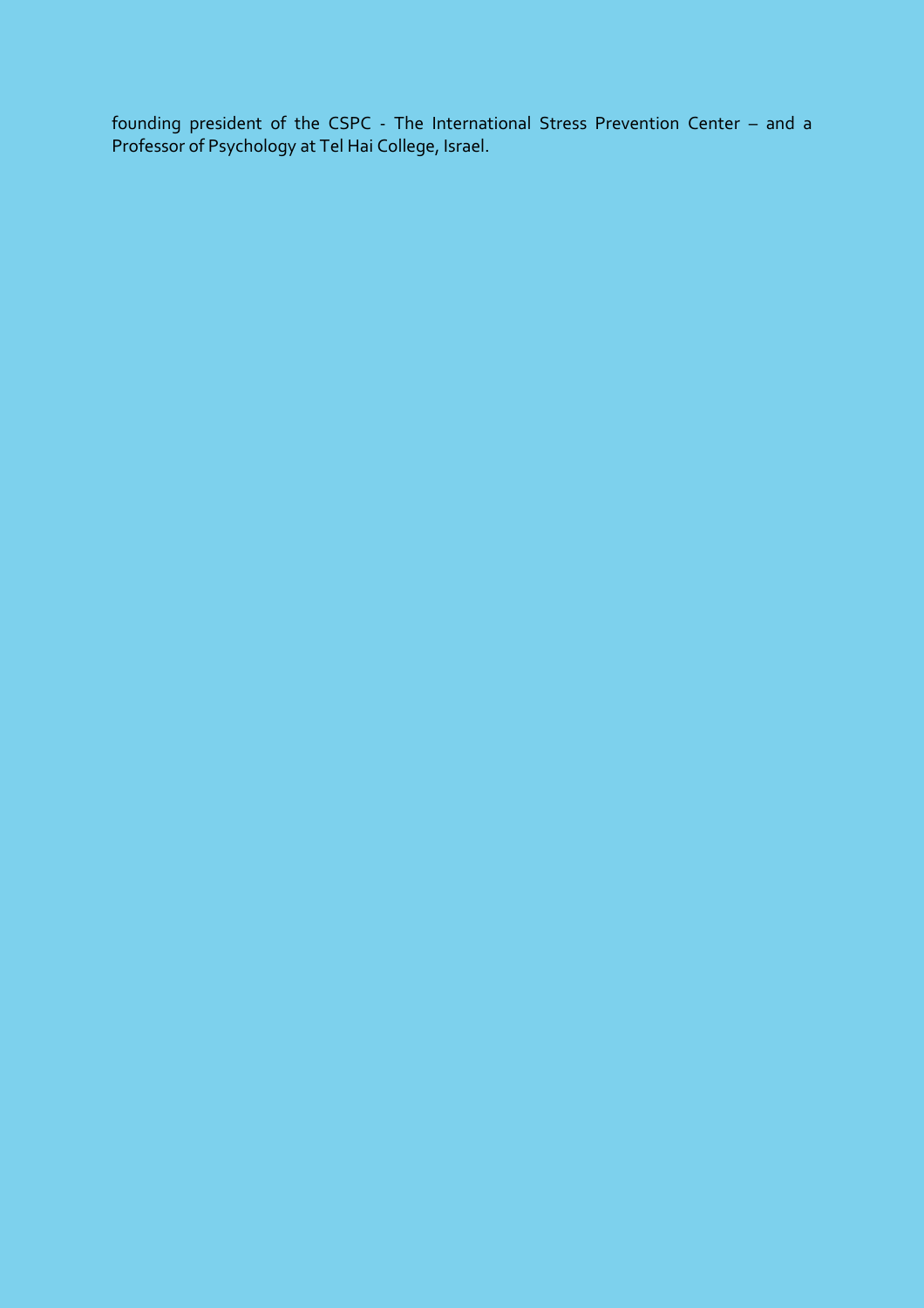founding president of the CSPC - The International Stress Prevention Center – and a Professor of Psychology at Tel Hai College, Israel.